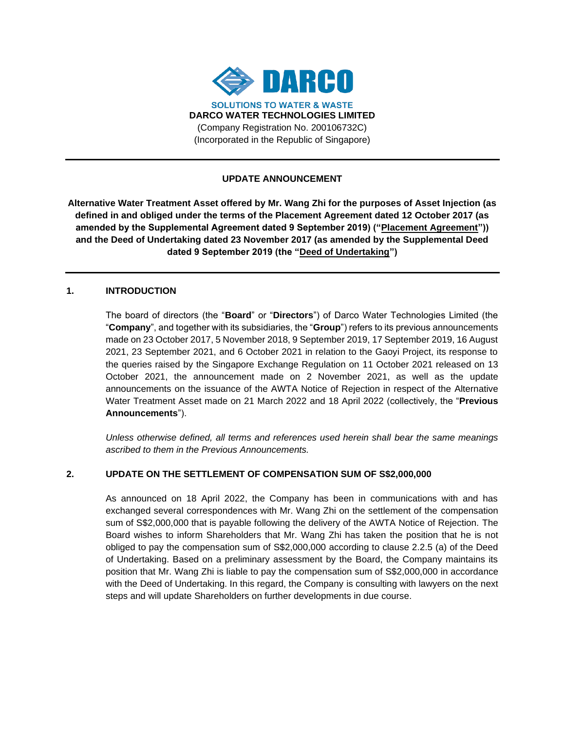DARCO

SOLUTIONS TO WATER & WASTE

**DARCO WATER TECHNOLOGIES LIMITED**

(Company Registration No. 200106732C)
(Incorporated in the Republic of Singapore)

---

**UPDATE ANNOUNCEMENT**

**Alternative Water Treatment Asset offered by Mr. Wang Zhi for the purposes of Asset Injection (as defined in and obliged under the terms of the Placement Agreement dated 12 October 2017 (as amended by the Supplemental Agreement dated 9 September 2019) ("<u>Placement Agreement</u>")) and the Deed of Undertaking dated 23 November 2017 (as amended by the Supplemental Deed dated 9 September 2019 (the "<u>Deed of Undertaking</u>")**

---

## 1. INTRODUCTION

The board of directors (the "**Board**" or "**Directors**") of Darco Water Technologies Limited (the "**Company**", and together with its subsidiaries, the "**Group**") refers to its previous announcements made on 23 October 2017, 5 November 2018, 9 September 2019, 17 September 2019, 16 August 2021, 23 September 2021, and 6 October 2021 in relation to the Gaoyi Project, its response to the queries raised by the Singapore Exchange Regulation on 11 October 2021 released on 13 October 2021, the announcement made on 2 November 2021, as well as the update announcements on the issuance of the AWTA Notice of Rejection in respect of the Alternative Water Treatment Asset made on 21 March 2022 and 18 April 2022 (collectively, the "**Previous Announcements**").

*Unless otherwise defined, all terms and references used herein shall bear the same meanings ascribed to them in the Previous Announcements.*

## 2. UPDATE ON THE SETTLEMENT OF COMPENSATION SUM OF S$2,000,000

As announced on 18 April 2022, the Company has been in communications with and has exchanged several correspondences with Mr. Wang Zhi on the settlement of the compensation sum of S$2,000,000 that is payable following the delivery of the AWTA Notice of Rejection. The Board wishes to inform Shareholders that Mr. Wang Zhi has taken the position that he is not obliged to pay the compensation sum of S$2,000,000 according to clause 2.2.5 (a) of the Deed of Undertaking. Based on a preliminary assessment by the Board, the Company maintains its position that Mr. Wang Zhi is liable to pay the compensation sum of S$2,000,000 in accordance with the Deed of Undertaking. In this regard, the Company is consulting with lawyers on the next steps and will update Shareholders on further developments in due course.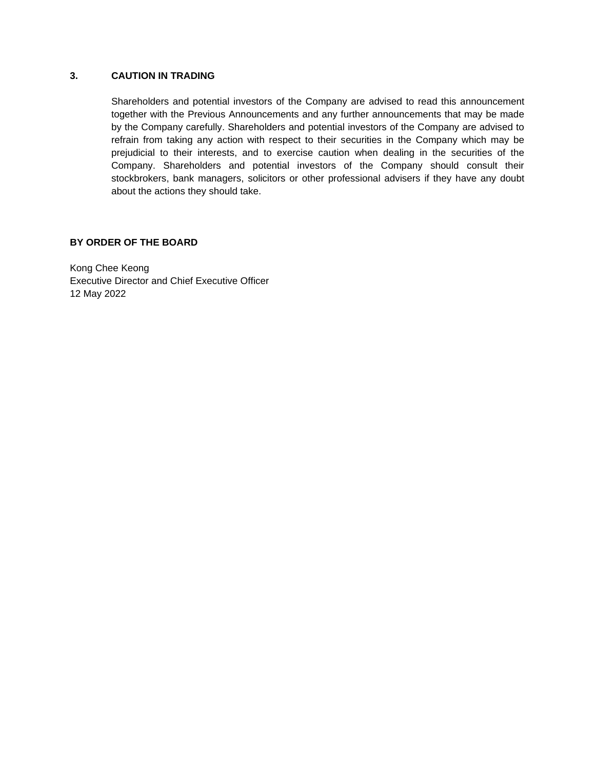## 3. CAUTION IN TRADING

Shareholders and potential investors of the Company are advised to read this announcement together with the Previous Announcements and any further announcements that may be made by the Company carefully. Shareholders and potential investors of the Company are advised to refrain from taking any action with respect to their securities in the Company which may be prejudicial to their interests, and to exercise caution when dealing in the securities of the Company. Shareholders and potential investors of the Company should consult their stockbrokers, bank managers, solicitors or other professional advisers if they have any doubt about the actions they should take.

**BY ORDER OF THE BOARD**

Kong Chee Keong
Executive Director and Chief Executive Officer
12 May 2022